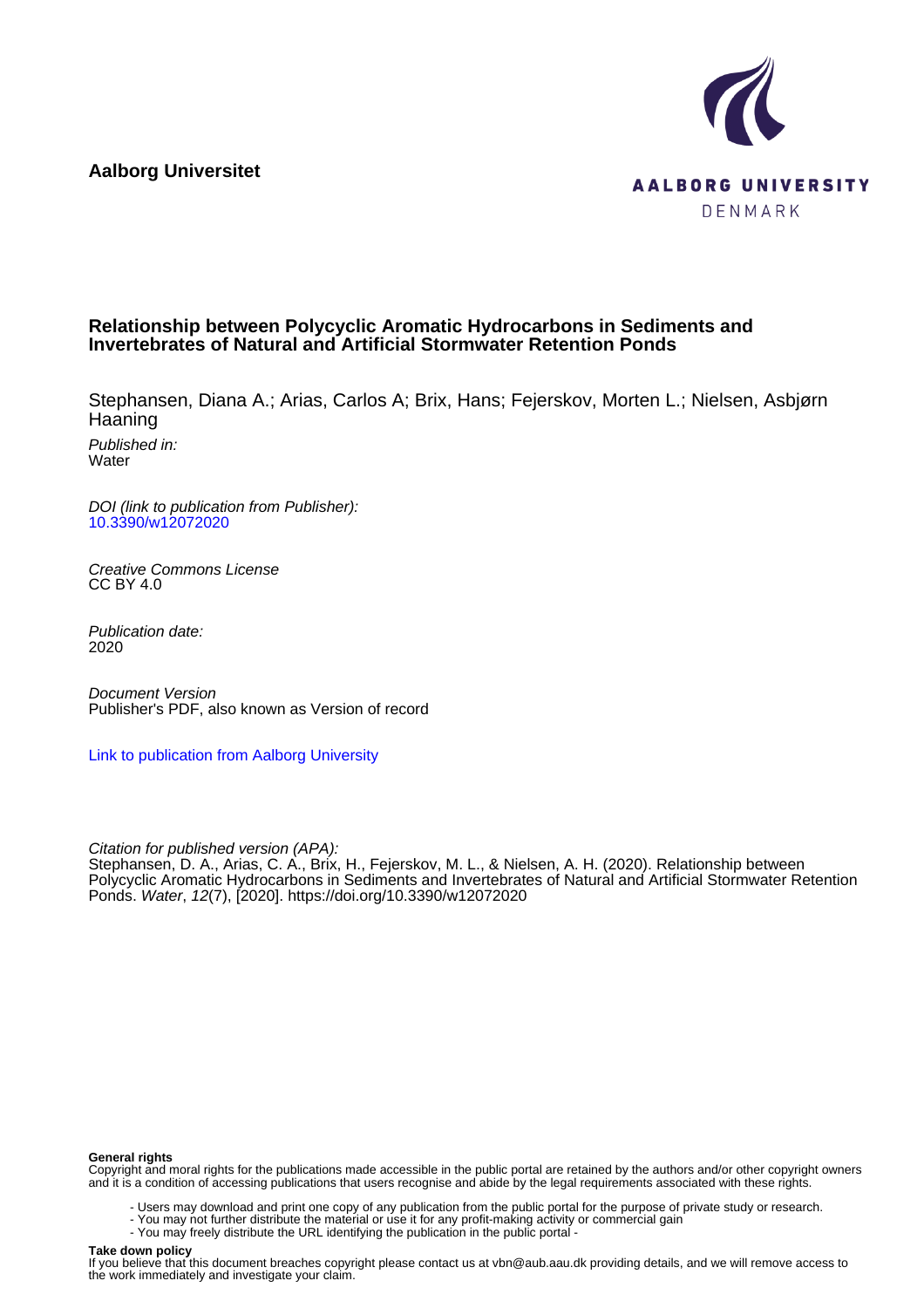**Aalborg Universitet**

AALBORG UNIVERSITY
DENMARK

**Relationship between Polycyclic Aromatic Hydrocarbons in Sediments and Invertebrates of Natural and Artificial Stormwater Retention Ponds**

Stephansen, Diana A.; Arias, Carlos A; Brix, Hans; Fejerskov, Morten L.; Nielsen, Asbjørn Haaning

*Published in:*
Water

*DOI (link to publication from Publisher):*
10.3390/w12072020

*Creative Commons License*
CC BY 4.0

*Publication date:*
2020

*Document Version*
Publisher's PDF, also known as Version of record

Link to publication from Aalborg University

*Citation for published version (APA):*
Stephansen, D. A., Arias, C. A., Brix, H., Fejerskov, M. L., & Nielsen, A. H. (2020). Relationship between Polycyclic Aromatic Hydrocarbons in Sediments and Invertebrates of Natural and Artificial Stormwater Retention Ponds. *Water*, *12*(7), [2020]. https://doi.org/10.3390/w12072020

**General rights**
Copyright and moral rights for the publications made accessible in the public portal are retained by the authors and/or other copyright owners and it is a condition of accessing publications that users recognise and abide by the legal requirements associated with these rights.

- Users may download and print one copy of any publication from the public portal for the purpose of private study or research.
- You may not further distribute the material or use it for any profit-making activity or commercial gain
- You may freely distribute the URL identifying the publication in the public portal -

**Take down policy**
If you believe that this document breaches copyright please contact us at vbn@aub.aau.dk providing details, and we will remove access to the work immediately and investigate your claim.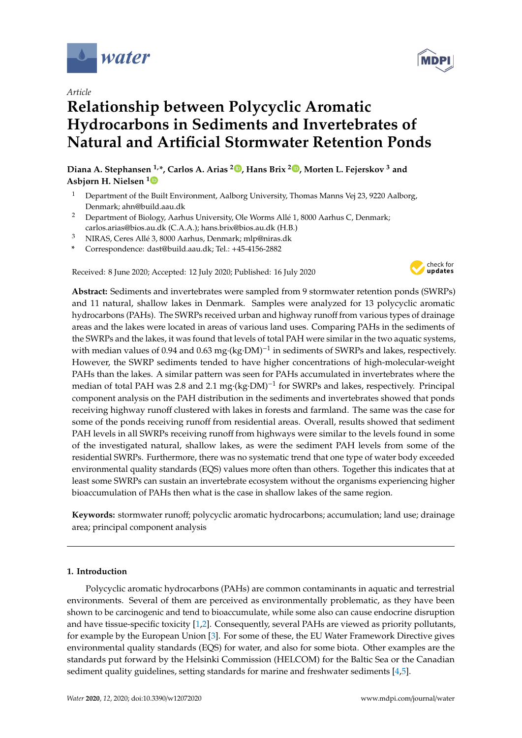water

MDPI

*Article*

# Relationship between Polycyclic Aromatic Hydrocarbons in Sediments and Invertebrates of Natural and Artificial Stormwater Retention Ponds

**Diana A. Stephansen [1,*], Carlos A. Arias [2], Hans Brix [2], Morten L. Fejerskov [3] and Asbjørn H. Nielsen [1]**

[1] Department of the Built Environment, Aalborg University, Thomas Manns Vej 23, 9220 Aalborg, Denmark; ahn@build.aau.dk

[2] Department of Biology, Aarhus University, Ole Worms Allé 1, 8000 Aarhus C, Denmark; carlos.arias@bios.au.dk (C.A.A.); hans.brix@bios.au.dk (H.B.)

[3] NIRAS, Ceres Allé 3, 8000 Aarhus, Denmark; mlp@niras.dk

[*] Correspondence: dast@build.aau.dk; Tel.: +45-4156-2882

Received: 8 June 2020; Accepted: 12 July 2020; Published: 16 July 2020

**Abstract:** Sediments and invertebrates were sampled from 9 stormwater retention ponds (SWRPs) and 11 natural, shallow lakes in Denmark. Samples were analyzed for 13 polycyclic aromatic hydrocarbons (PAHs). The SWRPs received urban and highway runoff from various types of drainage areas and the lakes were located in areas of various land uses. Comparing PAHs in the sediments of the SWRPs and the lakes, it was found that levels of total PAH were similar in the two aquatic systems, with median values of 0.94 and 0.63 mg·(kg·DM)$^{-1}$ in sediments of SWRPs and lakes, respectively. However, the SWRP sediments tended to have higher concentrations of high-molecular-weight PAHs than the lakes. A similar pattern was seen for PAHs accumulated in invertebrates where the median of total PAH was 2.8 and 2.1 mg·(kg·DM)$^{-1}$ for SWRPs and lakes, respectively. Principal component analysis on the PAH distribution in the sediments and invertebrates showed that ponds receiving highway runoff clustered with lakes in forests and farmland. The same was the case for some of the ponds receiving runoff from residential areas. Overall, results showed that sediment PAH levels in all SWRPs receiving runoff from highways were similar to the levels found in some of the investigated natural, shallow lakes, as were the sediment PAH levels from some of the residential SWRPs. Furthermore, there was no systematic trend that one type of water body exceeded environmental quality standards (EQS) values more often than others. Together this indicates that at least some SWRPs can sustain an invertebrate ecosystem without the organisms experiencing higher bioaccumulation of PAHs then what is the case in shallow lakes of the same region.

**Keywords:** stormwater runoff; polycyclic aromatic hydrocarbons; accumulation; land use; drainage area; principal component analysis

## 1. Introduction

Polycyclic aromatic hydrocarbons (PAHs) are common contaminants in aquatic and terrestrial environments. Several of them are perceived as environmentally problematic, as they have been shown to be carcinogenic and tend to bioaccumulate, while some also can cause endocrine disruption and have tissue-specific toxicity [1,2]. Consequently, several PAHs are viewed as priority pollutants, for example by the European Union [3]. For some of these, the EU Water Framework Directive gives environmental quality standards (EQS) for water, and also for some biota. Other examples are the standards put forward by the Helsinki Commission (HELCOM) for the Baltic Sea or the Canadian sediment quality guidelines, setting standards for marine and freshwater sediments [4,5].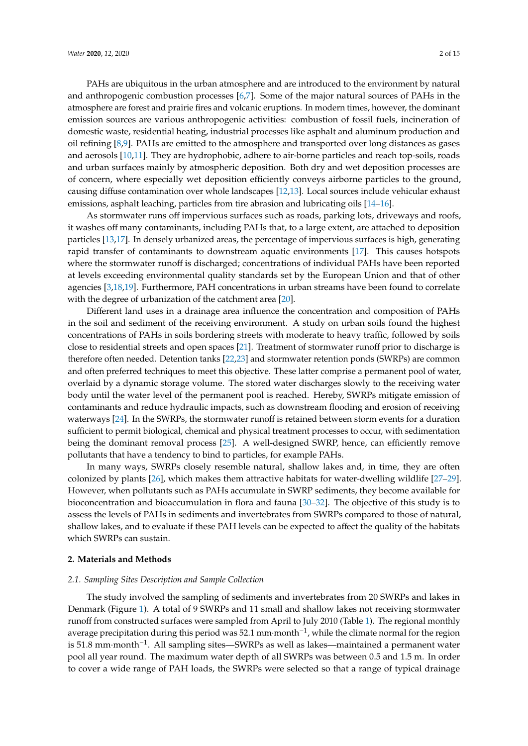PAHs are ubiquitous in the urban atmosphere and are introduced to the environment by natural and anthropogenic combustion processes [6,7]. Some of the major natural sources of PAHs in the atmosphere are forest and prairie fires and volcanic eruptions. In modern times, however, the dominant emission sources are various anthropogenic activities: combustion of fossil fuels, incineration of domestic waste, residential heating, industrial processes like asphalt and aluminum production and oil refining [8,9]. PAHs are emitted to the atmosphere and transported over long distances as gases and aerosols [10,11]. They are hydrophobic, adhere to air-borne particles and reach top-soils, roads and urban surfaces mainly by atmospheric deposition. Both dry and wet deposition processes are of concern, where especially wet deposition efficiently conveys airborne particles to the ground, causing diffuse contamination over whole landscapes [12,13]. Local sources include vehicular exhaust emissions, asphalt leaching, particles from tire abrasion and lubricating oils [14–16].

As stormwater runs off impervious surfaces such as roads, parking lots, driveways and roofs, it washes off many contaminants, including PAHs that, to a large extent, are attached to deposition particles [13,17]. In densely urbanized areas, the percentage of impervious surfaces is high, generating rapid transfer of contaminants to downstream aquatic environments [17]. This causes hotspots where the stormwater runoff is discharged; concentrations of individual PAHs have been reported at levels exceeding environmental quality standards set by the European Union and that of other agencies [3,18,19]. Furthermore, PAH concentrations in urban streams have been found to correlate with the degree of urbanization of the catchment area [20].

Different land uses in a drainage area influence the concentration and composition of PAHs in the soil and sediment of the receiving environment. A study on urban soils found the highest concentrations of PAHs in soils bordering streets with moderate to heavy traffic, followed by soils close to residential streets and open spaces [21]. Treatment of stormwater runoff prior to discharge is therefore often needed. Detention tanks [22,23] and stormwater retention ponds (SWRPs) are common and often preferred techniques to meet this objective. These latter comprise a permanent pool of water, overlaid by a dynamic storage volume. The stored water discharges slowly to the receiving water body until the water level of the permanent pool is reached. Hereby, SWRPs mitigate emission of contaminants and reduce hydraulic impacts, such as downstream flooding and erosion of receiving waterways [24]. In the SWRPs, the stormwater runoff is retained between storm events for a duration sufficient to permit biological, chemical and physical treatment processes to occur, with sedimentation being the dominant removal process [25]. A well-designed SWRP, hence, can efficiently remove pollutants that have a tendency to bind to particles, for example PAHs.

In many ways, SWRPs closely resemble natural, shallow lakes and, in time, they are often colonized by plants [26], which makes them attractive habitats for water-dwelling wildlife [27–29]. However, when pollutants such as PAHs accumulate in SWRP sediments, they become available for bioconcentration and bioaccumulation in flora and fauna [30–32]. The objective of this study is to assess the levels of PAHs in sediments and invertebrates from SWRPs compared to those of natural, shallow lakes, and to evaluate if these PAH levels can be expected to affect the quality of the habitats which SWRPs can sustain.

## 2. Materials and Methods

### *2.1. Sampling Sites Description and Sample Collection*

The study involved the sampling of sediments and invertebrates from 20 SWRPs and lakes in Denmark (Figure 1). A total of 9 SWRPs and 11 small and shallow lakes not receiving stormwater runoff from constructed surfaces were sampled from April to July 2010 (Table 1). The regional monthly average precipitation during this period was 52.1 $mm \cdot month^{-1}$, while the climate normal for the region is 51.8 $mm \cdot month^{-1}$. All sampling sites—SWRPs as well as lakes—maintained a permanent water pool all year round. The maximum water depth of all SWRPs was between 0.5 and 1.5 m. In order to cover a wide range of PAH loads, the SWRPs were selected so that a range of typical drainage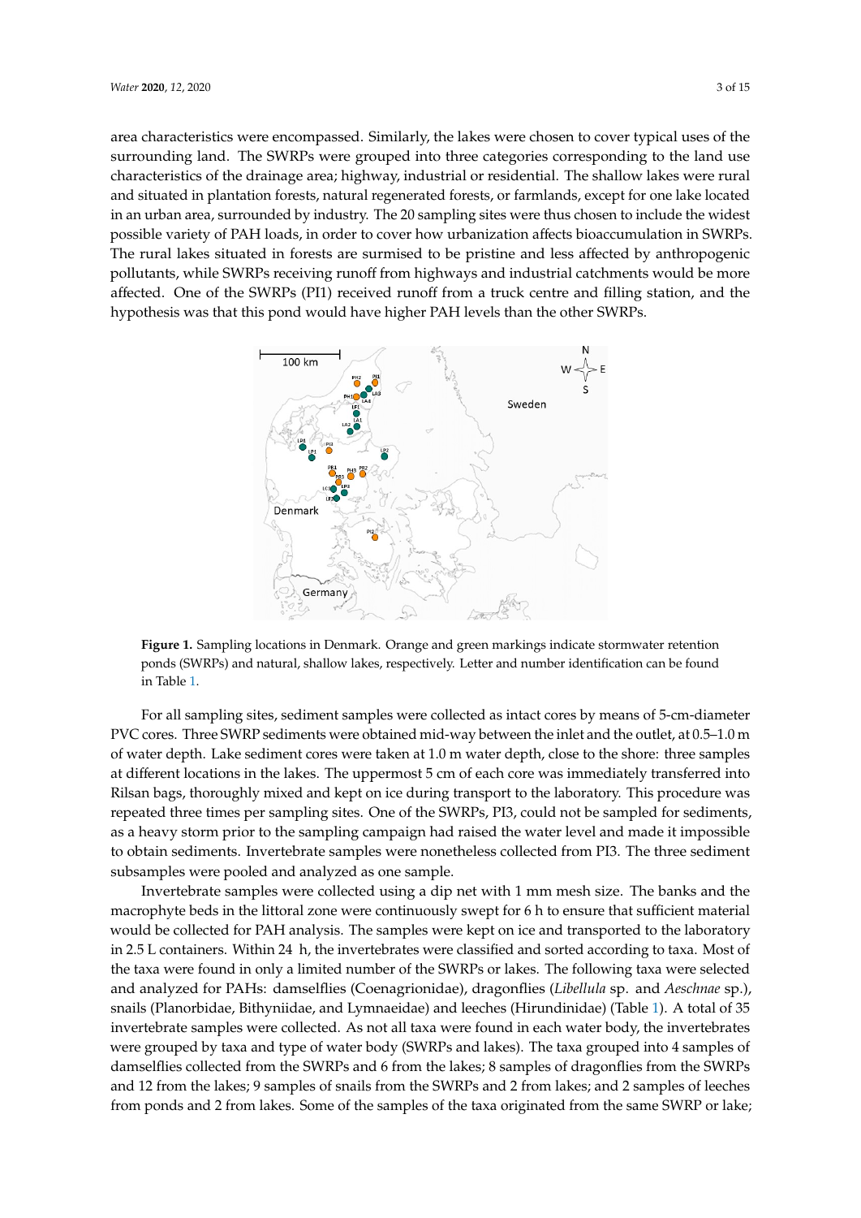area characteristics were encompassed. Similarly, the lakes were chosen to cover typical uses of the surrounding land. The SWRPs were grouped into three categories corresponding to the land use characteristics of the drainage area; highway, industrial or residential. The shallow lakes were rural and situated in plantation forests, natural regenerated forests, or farmlands, except for one lake located in an urban area, surrounded by industry. The 20 sampling sites were thus chosen to include the widest possible variety of PAH loads, in order to cover how urbanization affects bioaccumulation in SWRPs. The rural lakes situated in forests are surmised to be pristine and less affected by anthropogenic pollutants, while SWRPs receiving runoff from highways and industrial catchments would be more affected. One of the SWRPs (PI1) received runoff from a truck centre and filling station, and the hypothesis was that this pond would have higher PAH levels than the other SWRPs.

**Figure 1.** Sampling locations in Denmark. Orange and green markings indicate stormwater retention ponds (SWRPs) and natural, shallow lakes, respectively. Letter and number identification can be found in Table 1.

For all sampling sites, sediment samples were collected as intact cores by means of 5-cm-diameter PVC cores. Three SWRP sediments were obtained mid-way between the inlet and the outlet, at 0.5–1.0 m of water depth. Lake sediment cores were taken at 1.0 m water depth, close to the shore: three samples at different locations in the lakes. The uppermost 5 cm of each core was immediately transferred into Rilsan bags, thoroughly mixed and kept on ice during transport to the laboratory. This procedure was repeated three times per sampling sites. One of the SWRPs, PI3, could not be sampled for sediments, as a heavy storm prior to the sampling campaign had raised the water level and made it impossible to obtain sediments. Invertebrate samples were nonetheless collected from PI3. The three sediment subsamples were pooled and analyzed as one sample.

Invertebrate samples were collected using a dip net with 1 mm mesh size. The banks and the macrophyte beds in the littoral zone were continuously swept for 6 h to ensure that sufficient material would be collected for PAH analysis. The samples were kept on ice and transported to the laboratory in 2.5 L containers. Within 24 h, the invertebrates were classified and sorted according to taxa. Most of the taxa were found in only a limited number of the SWRPs or lakes. The following taxa were selected and analyzed for PAHs: damselflies (Coenagrionidae), dragonflies (*Libellula* sp. and *Aeschnae* sp.), snails (Planorbidae, Bithyniidae, and Lymnaeidae) and leeches (Hirundinidae) (Table 1). A total of 35 invertebrate samples were collected. As not all taxa were found in each water body, the invertebrates were grouped by taxa and type of water body (SWRPs and lakes). The taxa grouped into 4 samples of damselflies collected from the SWRPs and 6 from the lakes; 8 samples of dragonflies from the SWRPs and 12 from the lakes; 9 samples of snails from the SWRPs and 2 from lakes; and 2 samples of leeches from ponds and 2 from lakes. Some of the samples of the taxa originated from the same SWRP or lake;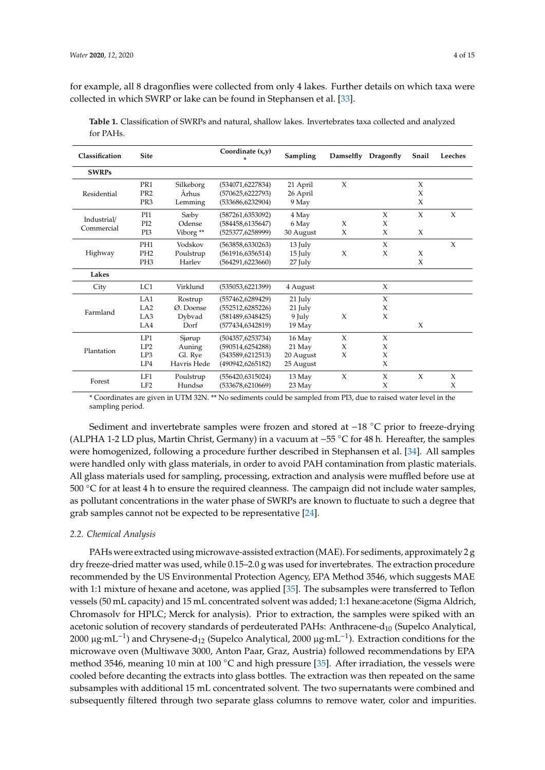for example, all 8 dragonflies were collected from only 4 lakes. Further details on which taxa were collected in which SWRP or lake can be found in Stephansen et al. [33].

**Table 1.** Classification of SWRPs and natural, shallow lakes. Invertebrates taxa collected and analyzed for PAHs.

| Classification | Site | | Coordinate (x,y) * | Sampling | Damselfly | Dragonfly | Snail | Leeches |
|---|---|---|---|---|---|---|---|---|
| **SWRPs** | | | | | | | | |
| Residential | PR1 | Silkeborg | (534071,6227834) | 21 April | X | | X | |
| | PR2 | Århus | (570625,6222793) | 26 April | | | X | |
| | PR3 | Lemming | (533686,6232904) | 9 May | | | X | |
| Industrial/ Commercial | PI1 | Sæby | (587261,6353092) | 4 May | | X | X | X |
| | PI2 | Odense | (584458,6135647) | 6 May | X | X | | |
| | PI3 | Viborg ** | (525377,6258999) | 30 August | X | X | X | |
| Highway | PH1 | Vodskov | (563858,6330263) | 13 July | | X | | X |
| | PH2 | Poulstrup | (561916,6356514) | 15 July | X | X | X | |
| | PH3 | Harlev | (564291,6223660) | 27 July | | | X | |
| **Lakes** | | | | | | | | |
| City | LC1 | Virklund | (535053,6221399) | 4 August | | X | | |
| Farmland | LA1 | Rostrup | (557462,6289429) | 21 July | | X | | |
| | LA2 | Ø. Doense | (552512,6285226) | 21 July | | X | | |
| | LA3 | Dybvad | (581489,6348425) | 9 July | X | X | | |
| | LA4 | Dorf | (577434,6342819) | 19 May | | | X | |
| Plantation | LP1 | Sjørup | (504357,6253734) | 16 May | X | X | | |
| | LP2 | Auning | (590514,6254288) | 21 May | X | X | | |
| | LP3 | Gl. Rye | (543589,6212513) | 20 August | X | X | | |
| | LP4 | Havris Hede | (490942,6265182) | 25 August | | X | | |
| Forest | LF1 | Poulstrup | (556420,6315024) | 13 May | X | X | X | X |
| | LF2 | Hundsø | (533678,6210669) | 23 May | | X | | X |

* Coordinates are given in UTM 32N. ** No sediments could be sampled from PI3, due to raised water level in the sampling period.

Sediment and invertebrate samples were frozen and stored at −18 °C prior to freeze-drying (ALPHA 1-2 LD plus, Martin Christ, Germany) in a vacuum at −55 °C for 48 h. Hereafter, the samples were homogenized, following a procedure further described in Stephansen et al. [34]. All samples were handled only with glass materials, in order to avoid PAH contamination from plastic materials. All glass materials used for sampling, processing, extraction and analysis were muffled before use at 500 °C for at least 4 h to ensure the required cleanness. The campaign did not include water samples, as pollutant concentrations in the water phase of SWRPs are known to fluctuate to such a degree that grab samples cannot not be expected to be representative [24].

### 2.2. Chemical Analysis

PAHs were extracted using microwave-assisted extraction (MAE). For sediments, approximately 2 g dry freeze-dried matter was used, while 0.15–2.0 g was used for invertebrates. The extraction procedure recommended by the US Environmental Protection Agency, EPA Method 3546, which suggests MAE with 1:1 mixture of hexane and acetone, was applied [35]. The subsamples were transferred to Teflon vessels (50 mL capacity) and 15 mL concentrated solvent was added; 1:1 hexane:acetone (Sigma Aldrich, Chromasolv for HPLC; Merck for analysis). Prior to extraction, the samples were spiked with an acetonic solution of recovery standards of perdeuterated PAHs: Anthracene-$d_{10}$ (Supelco Analytical, 2000 $\mu g \cdot mL^{-1}$) and Chrysene-$d_{12}$ (Supelco Analytical, 2000 $\mu g \cdot mL^{-1}$). Extraction conditions for the microwave oven (Multiwave 3000, Anton Paar, Graz, Austria) followed recommendations by EPA method 3546, meaning 10 min at 100 °C and high pressure [35]. After irradiation, the vessels were cooled before decanting the extracts into glass bottles. The extraction was then repeated on the same subsamples with additional 15 mL concentrated solvent. The two supernatants were combined and subsequently filtered through two separate glass columns to remove water, color and impurities.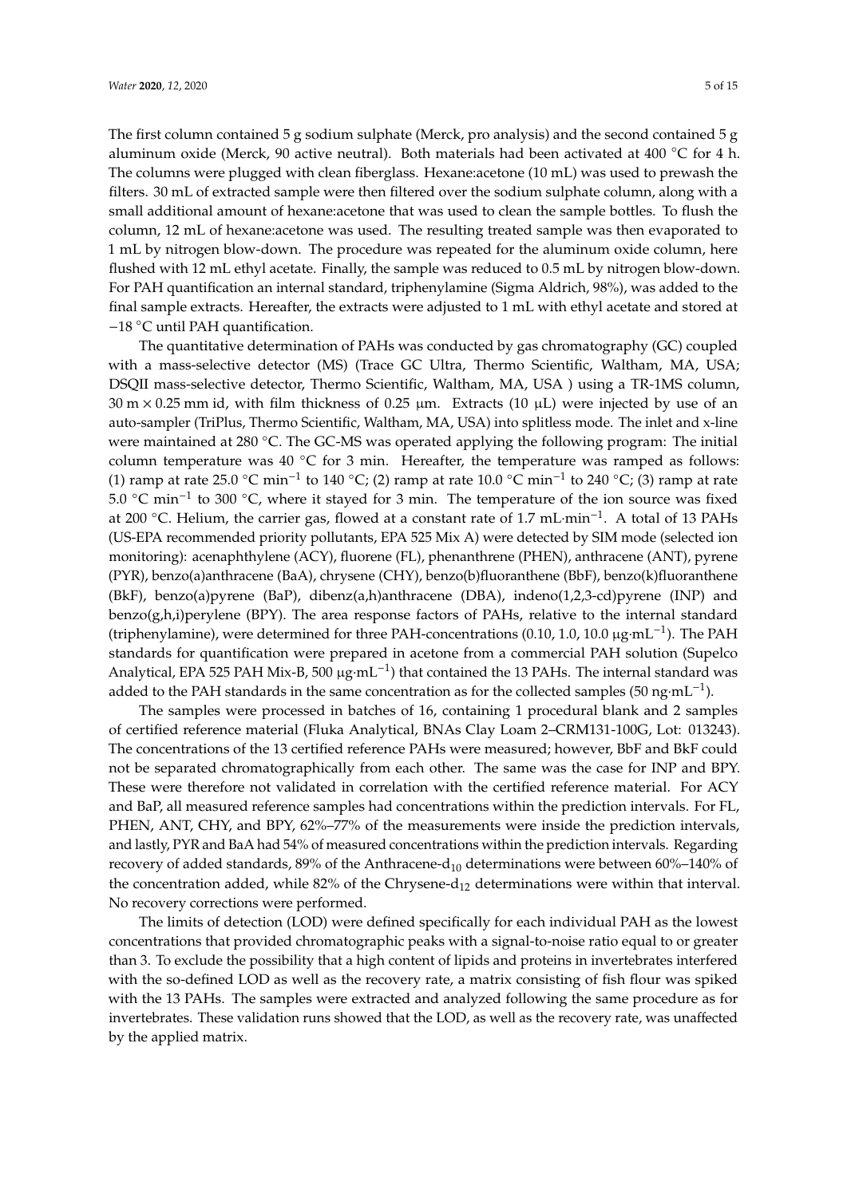The first column contained 5 g sodium sulphate (Merck, pro analysis) and the second contained 5 g aluminum oxide (Merck, 90 active neutral). Both materials had been activated at 400 °C for 4 h. The columns were plugged with clean fiberglass. Hexane:acetone (10 mL) was used to prewash the filters. 30 mL of extracted sample were then filtered over the sodium sulphate column, along with a small additional amount of hexane:acetone that was used to clean the sample bottles. To flush the column, 12 mL of hexane:acetone was used. The resulting treated sample was then evaporated to 1 mL by nitrogen blow-down. The procedure was repeated for the aluminum oxide column, here flushed with 12 mL ethyl acetate. Finally, the sample was reduced to 0.5 mL by nitrogen blow-down. For PAH quantification an internal standard, triphenylamine (Sigma Aldrich, 98%), was added to the final sample extracts. Hereafter, the extracts were adjusted to 1 mL with ethyl acetate and stored at −18 °C until PAH quantification.

The quantitative determination of PAHs was conducted by gas chromatography (GC) coupled with a mass-selective detector (MS) (Trace GC Ultra, Thermo Scientific, Waltham, MA, USA; DSQII mass-selective detector, Thermo Scientific, Waltham, MA, USA ) using a TR-1MS column, 30 m × 0.25 mm id, with film thickness of 0.25 µm. Extracts (10 µL) were injected by use of an auto-sampler (TriPlus, Thermo Scientific, Waltham, MA, USA) into splitless mode. The inlet and x-line were maintained at 280 °C. The GC-MS was operated applying the following program: The initial column temperature was 40 °C for 3 min. Hereafter, the temperature was ramped as follows: (1) ramp at rate 25.0 °C $min^{-1}$ to 140 °C; (2) ramp at rate 10.0 °C $min^{-1}$ to 240 °C; (3) ramp at rate 5.0 °C $min^{-1}$ to 300 °C, where it stayed for 3 min. The temperature of the ion source was fixed at 200 °C. Helium, the carrier gas, flowed at a constant rate of 1.7 $mL{\cdot}min^{-1}$. A total of 13 PAHs (US-EPA recommended priority pollutants, EPA 525 Mix A) were detected by SIM mode (selected ion monitoring): acenaphthylene (ACY), fluorene (FL), phenanthrene (PHEN), anthracene (ANT), pyrene (PYR), benzo(a)anthracene (BaA), chrysene (CHY), benzo(b)fluoranthene (BbF), benzo(k)fluoranthene (BkF), benzo(a)pyrene (BaP), dibenz(a,h)anthracene (DBA), indeno(1,2,3-cd)pyrene (INP) and benzo(g,h,i)perylene (BPY). The area response factors of PAHs, relative to the internal standard (triphenylamine), were determined for three PAH-concentrations (0.10, 1.0, 10.0 $\mu g{\cdot}mL^{-1}$). The PAH standards for quantification were prepared in acetone from a commercial PAH solution (Supelco Analytical, EPA 525 PAH Mix-B, 500 $\mu g{\cdot}mL^{-1}$) that contained the 13 PAHs. The internal standard was added to the PAH standards in the same concentration as for the collected samples (50 $ng{\cdot}mL^{-1}$).

The samples were processed in batches of 16, containing 1 procedural blank and 2 samples of certified reference material (Fluka Analytical, BNAs Clay Loam 2–CRM131-100G, Lot: 013243). The concentrations of the 13 certified reference PAHs were measured; however, BbF and BkF could not be separated chromatographically from each other. The same was the case for INP and BPY. These were therefore not validated in correlation with the certified reference material. For ACY and BaP, all measured reference samples had concentrations within the prediction intervals. For FL, PHEN, ANT, CHY, and BPY, 62%–77% of the measurements were inside the prediction intervals, and lastly, PYR and BaA had 54% of measured concentrations within the prediction intervals. Regarding recovery of added standards, 89% of the Anthracene-$d_{10}$ determinations were between 60%–140% of the concentration added, while 82% of the Chrysene-$d_{12}$ determinations were within that interval. No recovery corrections were performed.

The limits of detection (LOD) were defined specifically for each individual PAH as the lowest concentrations that provided chromatographic peaks with a signal-to-noise ratio equal to or greater than 3. To exclude the possibility that a high content of lipids and proteins in invertebrates interfered with the so-defined LOD as well as the recovery rate, a matrix consisting of fish flour was spiked with the 13 PAHs. The samples were extracted and analyzed following the same procedure as for invertebrates. These validation runs showed that the LOD, as well as the recovery rate, was unaffected by the applied matrix.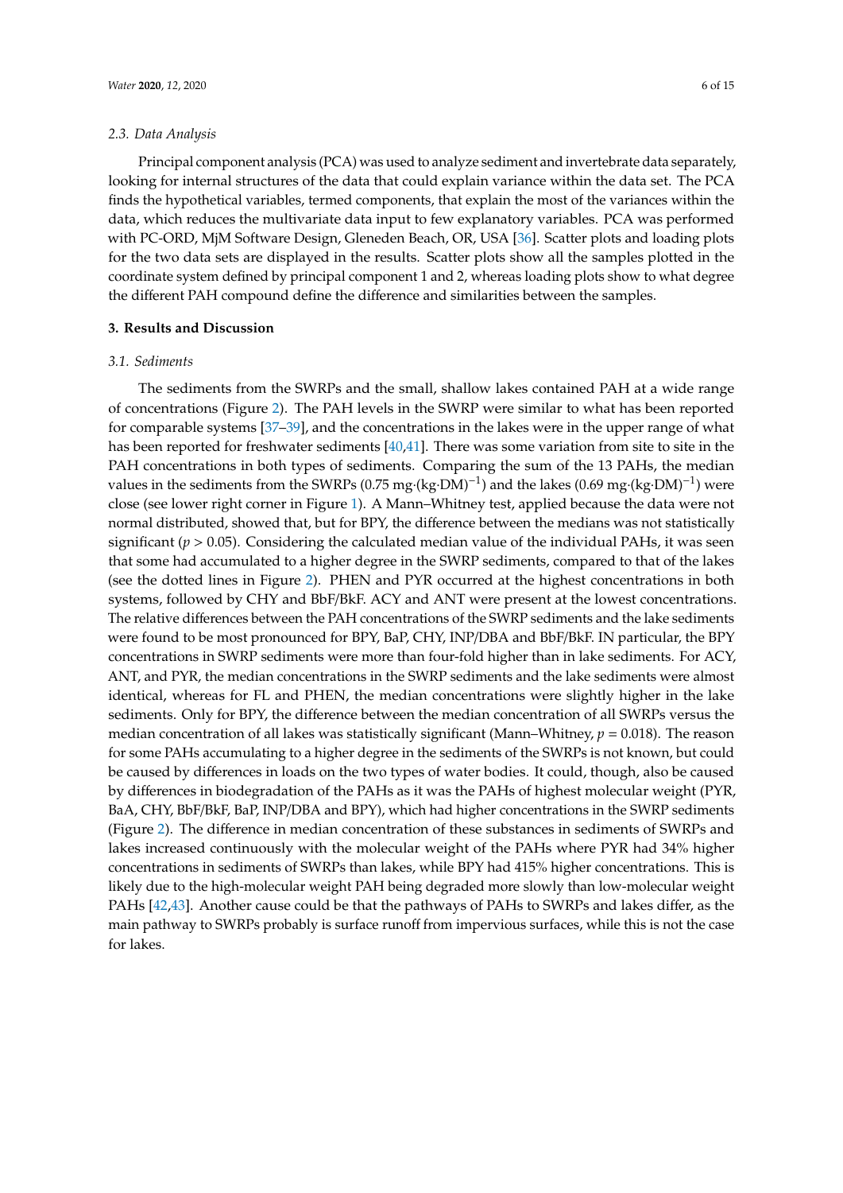### 2.3. Data Analysis

Principal component analysis (PCA) was used to analyze sediment and invertebrate data separately, looking for internal structures of the data that could explain variance within the data set. The PCA finds the hypothetical variables, termed components, that explain the most of the variances within the data, which reduces the multivariate data input to few explanatory variables. PCA was performed with PC-ORD, MjM Software Design, Gleneden Beach, OR, USA [36]. Scatter plots and loading plots for the two data sets are displayed in the results. Scatter plots show all the samples plotted in the coordinate system defined by principal component 1 and 2, whereas loading plots show to what degree the different PAH compound define the difference and similarities between the samples.

## 3. Results and Discussion

### 3.1. Sediments

The sediments from the SWRPs and the small, shallow lakes contained PAH at a wide range of concentrations (Figure 2). The PAH levels in the SWRP were similar to what has been reported for comparable systems [37–39], and the concentrations in the lakes were in the upper range of what has been reported for freshwater sediments [40,41]. There was some variation from site to site in the PAH concentrations in both types of sediments. Comparing the sum of the 13 PAHs, the median values in the sediments from the SWRPs (0.75 mg·(kg·DM)$^{-1}$) and the lakes (0.69 mg·(kg·DM)$^{-1}$) were close (see lower right corner in Figure 1). A Mann–Whitney test, applied because the data were not normal distributed, showed that, but for BPY, the difference between the medians was not statistically significant ($p > 0.05$). Considering the calculated median value of the individual PAHs, it was seen that some had accumulated to a higher degree in the SWRP sediments, compared to that of the lakes (see the dotted lines in Figure 2). PHEN and PYR occurred at the highest concentrations in both systems, followed by CHY and BbF/BkF. ACY and ANT were present at the lowest concentrations. The relative differences between the PAH concentrations of the SWRP sediments and the lake sediments were found to be most pronounced for BPY, BaP, CHY, INP/DBA and BbF/BkF. IN particular, the BPY concentrations in SWRP sediments were more than four-fold higher than in lake sediments. For ACY, ANT, and PYR, the median concentrations in the SWRP sediments and the lake sediments were almost identical, whereas for FL and PHEN, the median concentrations were slightly higher in the lake sediments. Only for BPY, the difference between the median concentration of all SWRPs versus the median concentration of all lakes was statistically significant (Mann–Whitney, $p = 0.018$). The reason for some PAHs accumulating to a higher degree in the sediments of the SWRPs is not known, but could be caused by differences in loads on the two types of water bodies. It could, though, also be caused by differences in biodegradation of the PAHs as it was the PAHs of highest molecular weight (PYR, BaA, CHY, BbF/BkF, BaP, INP/DBA and BPY), which had higher concentrations in the SWRP sediments (Figure 2). The difference in median concentration of these substances in sediments of SWRPs and lakes increased continuously with the molecular weight of the PAHs where PYR had 34% higher concentrations in sediments of SWRPs than lakes, while BPY had 415% higher concentrations. This is likely due to the high-molecular weight PAH being degraded more slowly than low-molecular weight PAHs [42,43]. Another cause could be that the pathways of PAHs to SWRPs and lakes differ, as the main pathway to SWRPs probably is surface runoff from impervious surfaces, while this is not the case for lakes.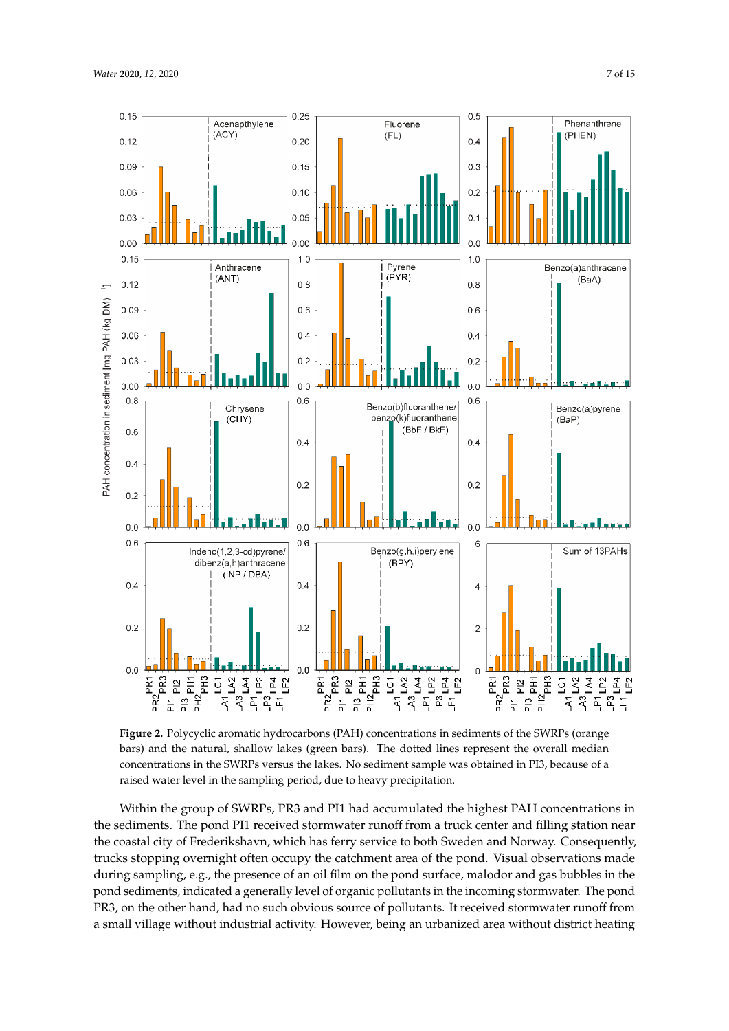**Figure 2.** Polycyclic aromatic hydrocarbons (PAH) concentrations in sediments of the SWRPs (orange bars) and the natural, shallow lakes (green bars). The dotted lines represent the overall median concentrations in the SWRPs versus the lakes. No sediment sample was obtained in PI3, because of a raised water level in the sampling period, due to heavy precipitation.

Within the group of SWRPs, PR3 and PI1 had accumulated the highest PAH concentrations in the sediments. The pond PI1 received stormwater runoff from a truck center and filling station near the coastal city of Frederikshavn, which has ferry service to both Sweden and Norway. Consequently, trucks stopping overnight often occupy the catchment area of the pond. Visual observations made during sampling, e.g., the presence of an oil film on the pond surface, malodor and gas bubbles in the pond sediments, indicated a generally level of organic pollutants in the incoming stormwater. The pond PR3, on the other hand, had no such obvious source of pollutants. It received stormwater runoff from a small village without industrial activity. However, being an urbanized area without district heating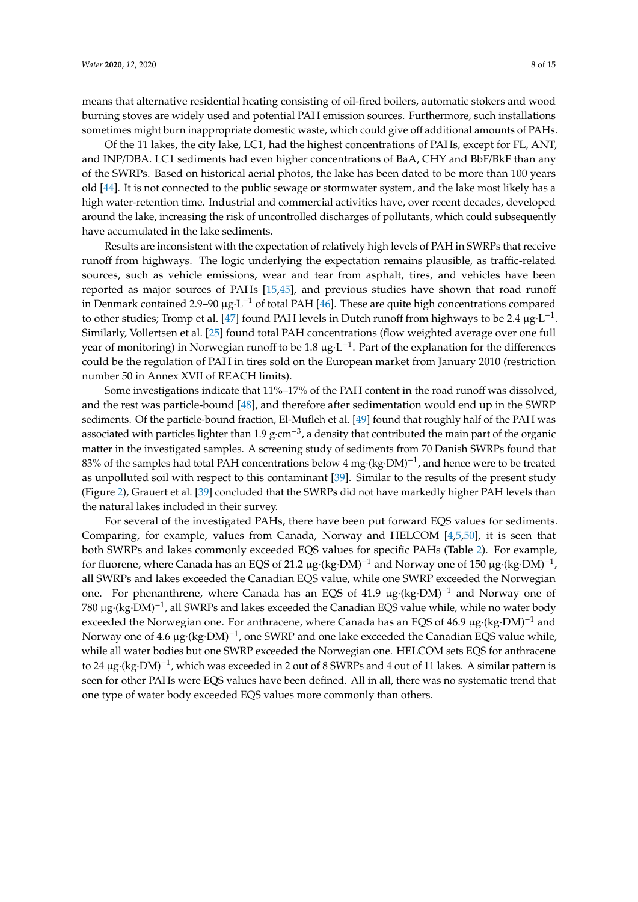means that alternative residential heating consisting of oil-fired boilers, automatic stokers and wood burning stoves are widely used and potential PAH emission sources. Furthermore, such installations sometimes might burn inappropriate domestic waste, which could give off additional amounts of PAHs.

Of the 11 lakes, the city lake, LC1, had the highest concentrations of PAHs, except for FL, ANT, and INP/DBA. LC1 sediments had even higher concentrations of BaA, CHY and BbF/BkF than any of the SWRPs. Based on historical aerial photos, the lake has been dated to be more than 100 years old [44]. It is not connected to the public sewage or stormwater system, and the lake most likely has a high water-retention time. Industrial and commercial activities have, over recent decades, developed around the lake, increasing the risk of uncontrolled discharges of pollutants, which could subsequently have accumulated in the lake sediments.

Results are inconsistent with the expectation of relatively high levels of PAH in SWRPs that receive runoff from highways. The logic underlying the expectation remains plausible, as traffic-related sources, such as vehicle emissions, wear and tear from asphalt, tires, and vehicles have been reported as major sources of PAHs [15,45], and previous studies have shown that road runoff in Denmark contained 2.9–90 $\mu g \cdot L^{-1}$ of total PAH [46]. These are quite high concentrations compared to other studies; Tromp et al. [47] found PAH levels in Dutch runoff from highways to be 2.4 $\mu g \cdot L^{-1}$. Similarly, Vollertsen et al. [25] found total PAH concentrations (flow weighted average over one full year of monitoring) in Norwegian runoff to be 1.8 $\mu g \cdot L^{-1}$. Part of the explanation for the differences could be the regulation of PAH in tires sold on the European market from January 2010 (restriction number 50 in Annex XVII of REACH limits).

Some investigations indicate that 11%–17% of the PAH content in the road runoff was dissolved, and the rest was particle-bound [48], and therefore after sedimentation would end up in the SWRP sediments. Of the particle-bound fraction, El-Mufleh et al. [49] found that roughly half of the PAH was associated with particles lighter than 1.9 $g \cdot cm^{-3}$, a density that contributed the main part of the organic matter in the investigated samples. A screening study of sediments from 70 Danish SWRPs found that 83% of the samples had total PAH concentrations below 4 $mg \cdot (kg \cdot DM)^{-1}$, and hence were to be treated as unpolluted soil with respect to this contaminant [39]. Similar to the results of the present study (Figure 2), Grauert et al. [39] concluded that the SWRPs did not have markedly higher PAH levels than the natural lakes included in their survey.

For several of the investigated PAHs, there have been put forward EQS values for sediments. Comparing, for example, values from Canada, Norway and HELCOM [4,5,50], it is seen that both SWRPs and lakes commonly exceeded EQS values for specific PAHs (Table 2). For example, for fluorene, where Canada has an EQS of 21.2 $\mu g \cdot (kg \cdot DM)^{-1}$ and Norway one of 150 $\mu g \cdot (kg \cdot DM)^{-1}$, all SWRPs and lakes exceeded the Canadian EQS value, while one SWRP exceeded the Norwegian one. For phenanthrene, where Canada has an EQS of 41.9 $\mu g \cdot (kg \cdot DM)^{-1}$ and Norway one of 780 $\mu g \cdot (kg \cdot DM)^{-1}$, all SWRPs and lakes exceeded the Canadian EQS value while, while no water body exceeded the Norwegian one. For anthracene, where Canada has an EQS of 46.9 $\mu g \cdot (kg \cdot DM)^{-1}$ and Norway one of 4.6 $\mu g \cdot (kg \cdot DM)^{-1}$, one SWRP and one lake exceeded the Canadian EQS value while, while all water bodies but one SWRP exceeded the Norwegian one. HELCOM sets EQS for anthracene to 24 $\mu g \cdot (kg \cdot DM)^{-1}$, which was exceeded in 2 out of 8 SWRPs and 4 out of 11 lakes. A similar pattern is seen for other PAHs were EQS values have been defined. All in all, there was no systematic trend that one type of water body exceeded EQS values more commonly than others.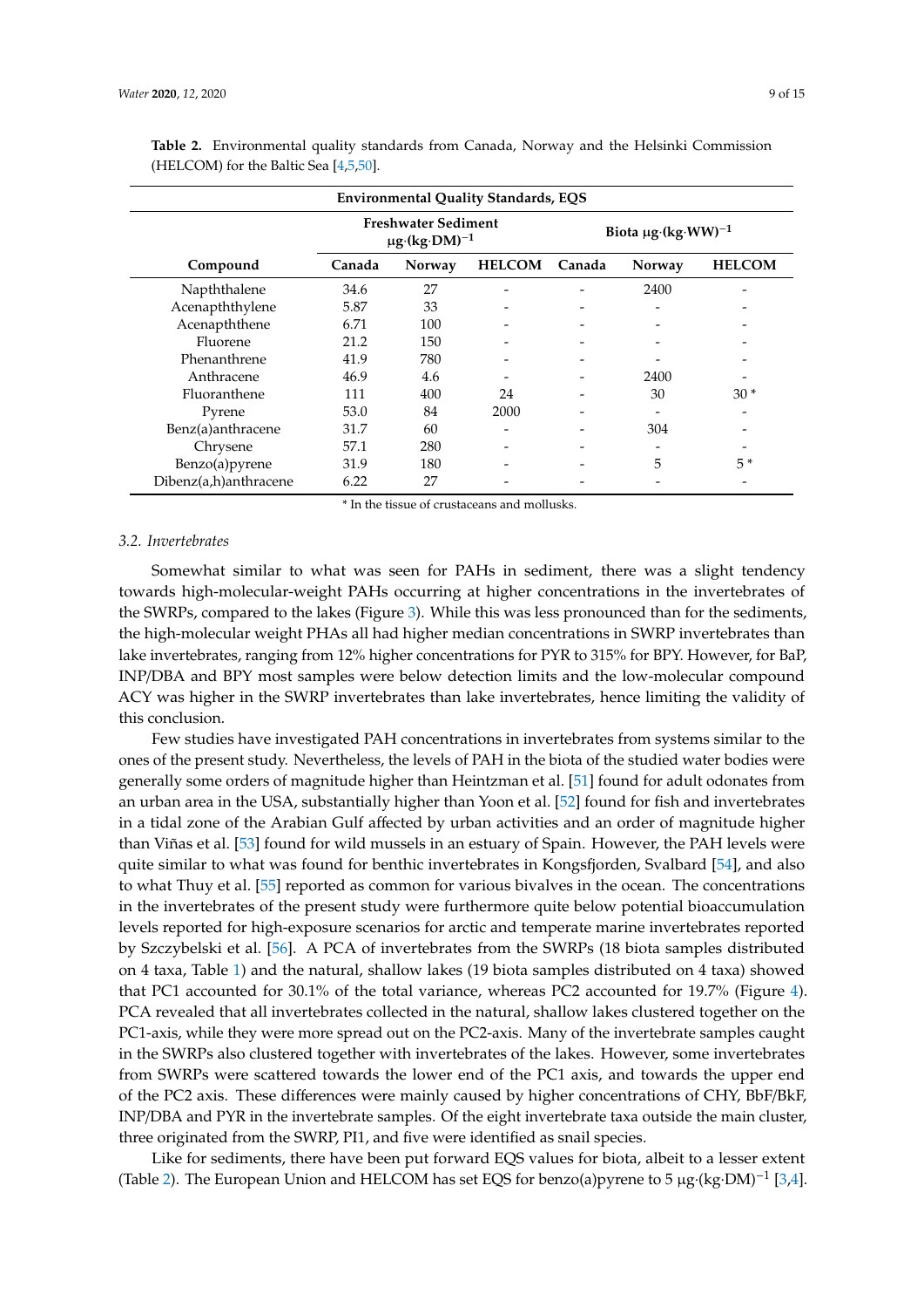**Table 2.** Environmental quality standards from Canada, Norway and the Helsinki Commission (HELCOM) for the Baltic Sea [4,5,50].

| Environmental Quality Standards, EQS | | | | | | |
|---|---|---|---|---|---|---|
| | Freshwater Sediment $\mu g \cdot (kg \cdot DM)^{-1}$ | | | Biota $\mu g \cdot (kg \cdot WW)^{-1}$ | | |
| **Compound** | **Canada** | **Norway** | **HELCOM** | **Canada** | **Norway** | **HELCOM** |
| Napththalene | 34.6 | 27 | - | - | 2400 | - |
| Acenapththylene | 5.87 | 33 | - | - | - | - |
| Acenapththene | 6.71 | 100 | - | - | - | - |
| Fluorene | 21.2 | 150 | - | - | - | - |
| Phenanthrene | 41.9 | 780 | - | - | - | - |
| Anthracene | 46.9 | 4.6 | - | - | 2400 | - |
| Fluoranthene | 111 | 400 | 24 | - | 30 | 30 * |
| Pyrene | 53.0 | 84 | 2000 | - | - | - |
| Benz(a)anthracene | 31.7 | 60 | - | - | 304 | - |
| Chrysene | 57.1 | 280 | - | - | - | - |
| Benzo(a)pyrene | 31.9 | 180 | - | - | 5 | 5 * |
| Dibenz(a,h)anthracene | 6.22 | 27 | - | - | - | - |

\* In the tissue of crustaceans and mollusks.

### *3.2. Invertebrates*

Somewhat similar to what was seen for PAHs in sediment, there was a slight tendency towards high-molecular-weight PAHs occurring at higher concentrations in the invertebrates of the SWRPs, compared to the lakes (Figure 3). While this was less pronounced than for the sediments, the high-molecular weight PHAs all had higher median concentrations in SWRP invertebrates than lake invertebrates, ranging from 12% higher concentrations for PYR to 315% for BPY. However, for BaP, INP/DBA and BPY most samples were below detection limits and the low-molecular compound ACY was higher in the SWRP invertebrates than lake invertebrates, hence limiting the validity of this conclusion.

Few studies have investigated PAH concentrations in invertebrates from systems similar to the ones of the present study. Nevertheless, the levels of PAH in the biota of the studied water bodies were generally some orders of magnitude higher than Heintzman et al. [51] found for adult odonates from an urban area in the USA, substantially higher than Yoon et al. [52] found for fish and invertebrates in a tidal zone of the Arabian Gulf affected by urban activities and an order of magnitude higher than Viñas et al. [53] found for wild mussels in an estuary of Spain. However, the PAH levels were quite similar to what was found for benthic invertebrates in Kongsfjorden, Svalbard [54], and also to what Thuy et al. [55] reported as common for various bivalves in the ocean. The concentrations in the invertebrates of the present study were furthermore quite below potential bioaccumulation levels reported for high-exposure scenarios for arctic and temperate marine invertebrates reported by Szczybelski et al. [56]. A PCA of invertebrates from the SWRPs (18 biota samples distributed on 4 taxa, Table 1) and the natural, shallow lakes (19 biota samples distributed on 4 taxa) showed that PC1 accounted for 30.1% of the total variance, whereas PC2 accounted for 19.7% (Figure 4). PCA revealed that all invertebrates collected in the natural, shallow lakes clustered together on the PC1-axis, while they were more spread out on the PC2-axis. Many of the invertebrate samples caught in the SWRPs also clustered together with invertebrates of the lakes. However, some invertebrates from SWRPs were scattered towards the lower end of the PC1 axis, and towards the upper end of the PC2 axis. These differences were mainly caused by higher concentrations of CHY, BbF/BkF, INP/DBA and PYR in the invertebrate samples. Of the eight invertebrate taxa outside the main cluster, three originated from the SWRP, PI1, and five were identified as snail species.

Like for sediments, there have been put forward EQS values for biota, albeit to a lesser extent (Table 2). The European Union and HELCOM has set EQS for benzo(a)pyrene to 5 $\mu g \cdot (kg \cdot DM)^{-1}$ [3,4].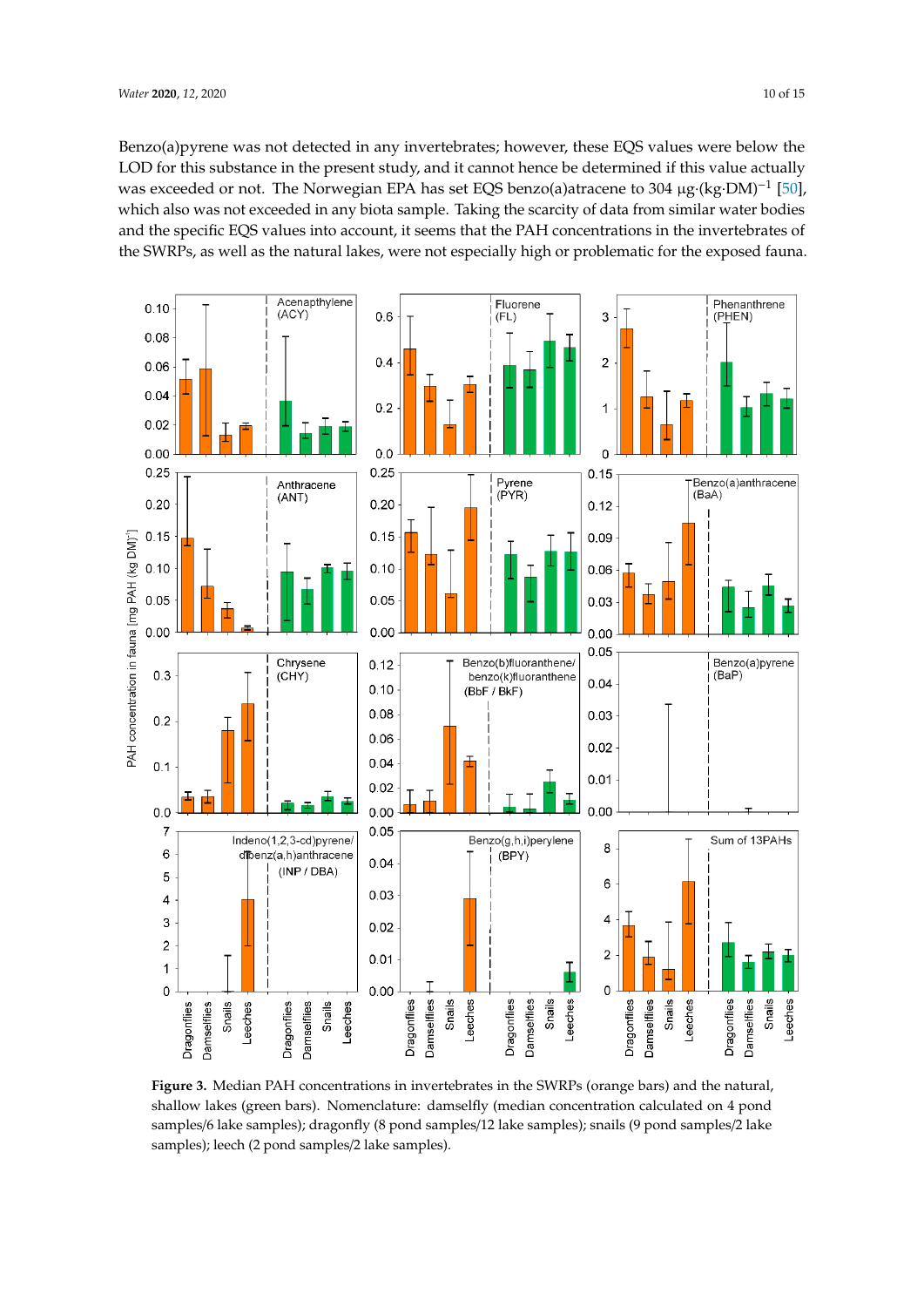Benzo(a)pyrene was not detected in any invertebrates; however, these EQS values were below the LOD for this substance in the present study, and it cannot hence be determined if this value actually was exceeded or not. The Norwegian EPA has set EQS benzo(a)atracene to 304 µg·(kg·DM)$^{-1}$ [50], which also was not exceeded in any biota sample. Taking the scarcity of data from similar water bodies and the specific EQS values into account, it seems that the PAH concentrations in the invertebrates of the SWRPs, as well as the natural lakes, were not especially high or problematic for the exposed fauna.

**Figure 3.** Median PAH concentrations in invertebrates in the SWRPs (orange bars) and the natural, shallow lakes (green bars). Nomenclature: damselfly (median concentration calculated on 4 pond samples/6 lake samples); dragonfly (8 pond samples/12 lake samples); snails (9 pond samples/2 lake samples); leech (2 pond samples/2 lake samples).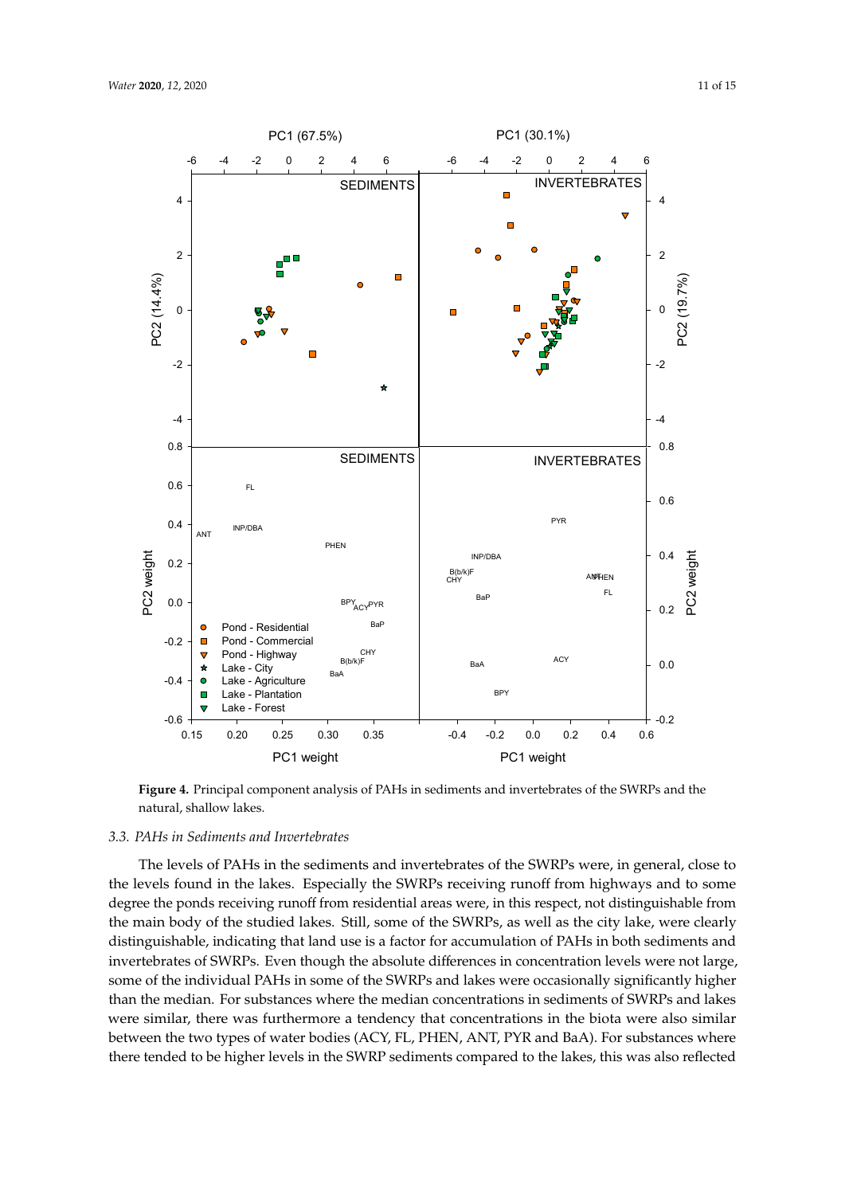**Figure 4.** Principal component analysis of PAHs in sediments and invertebrates of the SWRPs and the natural, shallow lakes.

### 3.3. PAHs in Sediments and Invertebrates

The levels of PAHs in the sediments and invertebrates of the SWRPs were, in general, close to the levels found in the lakes. Especially the SWRPs receiving runoff from highways and to some degree the ponds receiving runoff from residential areas were, in this respect, not distinguishable from the main body of the studied lakes. Still, some of the SWRPs, as well as the city lake, were clearly distinguishable, indicating that land use is a factor for accumulation of PAHs in both sediments and invertebrates of SWRPs. Even though the absolute differences in concentration levels were not large, some of the individual PAHs in some of the SWRPs and lakes were occasionally significantly higher than the median. For substances where the median concentrations in sediments of SWRPs and lakes were similar, there was furthermore a tendency that concentrations in the biota were also similar between the two types of water bodies (ACY, FL, PHEN, ANT, PYR and BaA). For substances where there tended to be higher levels in the SWRP sediments compared to the lakes, this was also reflected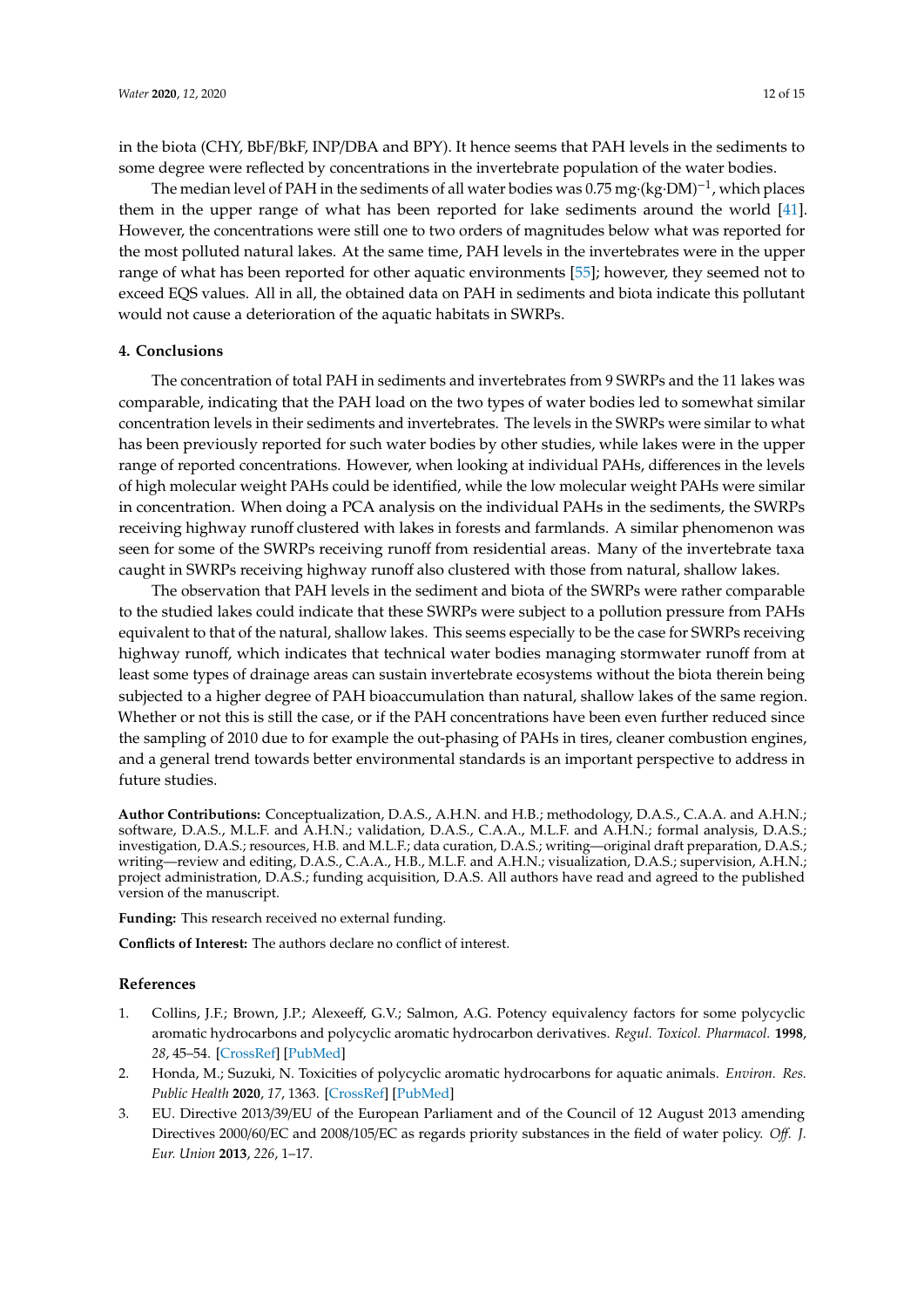in the biota (CHY, BbF/BkF, INP/DBA and BPY). It hence seems that PAH levels in the sediments to some degree were reflected by concentrations in the invertebrate population of the water bodies.

The median level of PAH in the sediments of all water bodies was 0.75 mg·(kg·DM)$^{-1}$, which places them in the upper range of what has been reported for lake sediments around the world [41]. However, the concentrations were still one to two orders of magnitudes below what was reported for the most polluted natural lakes. At the same time, PAH levels in the invertebrates were in the upper range of what has been reported for other aquatic environments [55]; however, they seemed not to exceed EQS values. All in all, the obtained data on PAH in sediments and biota indicate this pollutant would not cause a deterioration of the aquatic habitats in SWRPs.

## 4. Conclusions

The concentration of total PAH in sediments and invertebrates from 9 SWRPs and the 11 lakes was comparable, indicating that the PAH load on the two types of water bodies led to somewhat similar concentration levels in their sediments and invertebrates. The levels in the SWRPs were similar to what has been previously reported for such water bodies by other studies, while lakes were in the upper range of reported concentrations. However, when looking at individual PAHs, differences in the levels of high molecular weight PAHs could be identified, while the low molecular weight PAHs were similar in concentration. When doing a PCA analysis on the individual PAHs in the sediments, the SWRPs receiving highway runoff clustered with lakes in forests and farmlands. A similar phenomenon was seen for some of the SWRPs receiving runoff from residential areas. Many of the invertebrate taxa caught in SWRPs receiving highway runoff also clustered with those from natural, shallow lakes.

The observation that PAH levels in the sediment and biota of the SWRPs were rather comparable to the studied lakes could indicate that these SWRPs were subject to a pollution pressure from PAHs equivalent to that of the natural, shallow lakes. This seems especially to be the case for SWRPs receiving highway runoff, which indicates that technical water bodies managing stormwater runoff from at least some types of drainage areas can sustain invertebrate ecosystems without the biota therein being subjected to a higher degree of PAH bioaccumulation than natural, shallow lakes of the same region. Whether or not this is still the case, or if the PAH concentrations have been even further reduced since the sampling of 2010 due to for example the out-phasing of PAHs in tires, cleaner combustion engines, and a general trend towards better environmental standards is an important perspective to address in future studies.

**Author Contributions:** Conceptualization, D.A.S., A.H.N. and H.B.; methodology, D.A.S., C.A.A. and A.H.N.; software, D.A.S., M.L.F. and A.H.N.; validation, D.A.S., C.A.A., M.L.F. and A.H.N.; formal analysis, D.A.S.; investigation, D.A.S.; resources, H.B. and M.L.F.; data curation, D.A.S.; writing—original draft preparation, D.A.S.; writing—review and editing, D.A.S., C.A.A., H.B., M.L.F. and A.H.N.; visualization, D.A.S.; supervision, A.H.N.; project administration, D.A.S.; funding acquisition, D.A.S. All authors have read and agreed to the published version of the manuscript.

**Funding:** This research received no external funding.

**Conflicts of Interest:** The authors declare no conflict of interest.

## References

1. Collins, J.F.; Brown, J.P.; Alexeeff, G.V.; Salmon, A.G. Potency equivalency factors for some polycyclic aromatic hydrocarbons and polycyclic aromatic hydrocarbon derivatives. *Regul. Toxicol. Pharmacol.* **1998**, *28*, 45–54. [CrossRef] [PubMed]
2. Honda, M.; Suzuki, N. Toxicities of polycyclic aromatic hydrocarbons for aquatic animals. *Environ. Res. Public Health* **2020**, *17*, 1363. [CrossRef] [PubMed]
3. EU. Directive 2013/39/EU of the European Parliament and of the Council of 12 August 2013 amending Directives 2000/60/EC and 2008/105/EC as regards priority substances in the field of water policy. *Off. J. Eur. Union* **2013**, *226*, 1–17.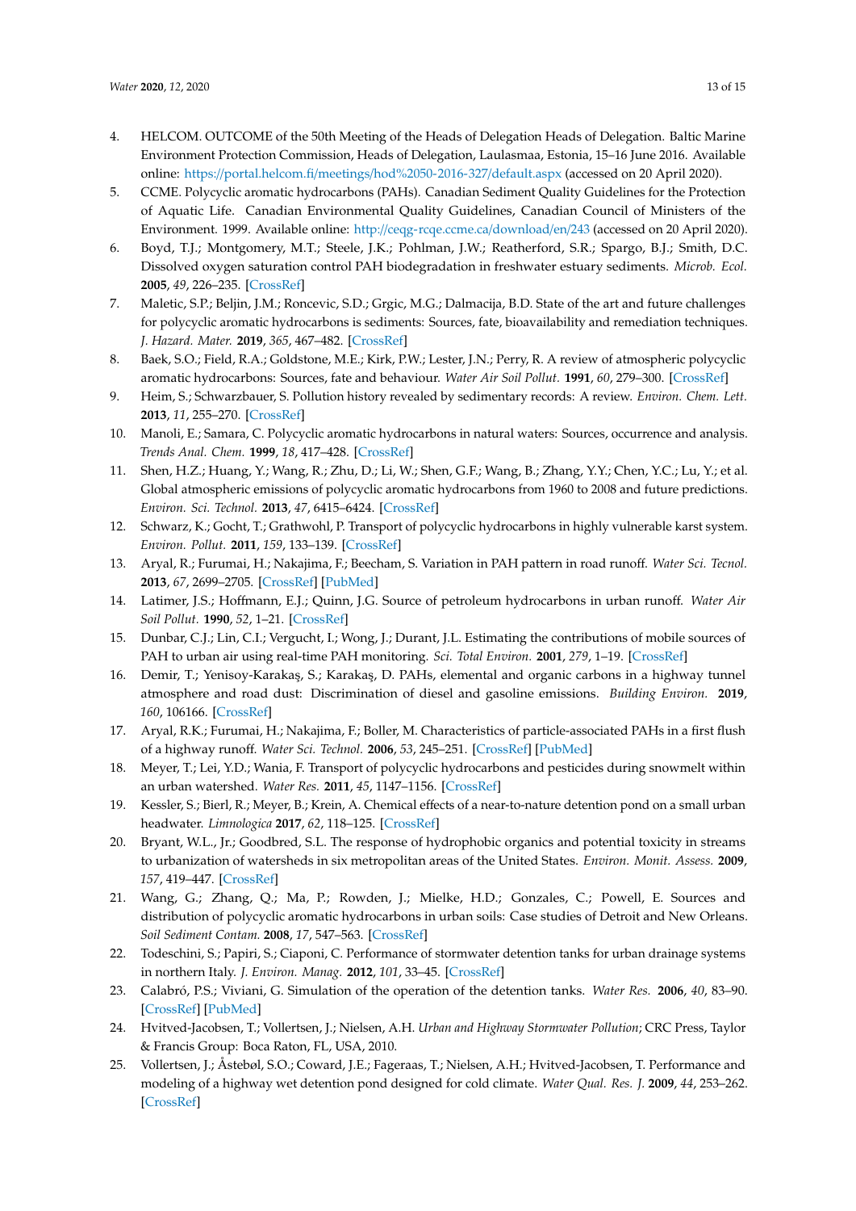4. HELCOM. OUTCOME of the 50th Meeting of the Heads of Delegation Heads of Delegation. Baltic Marine Environment Protection Commission, Heads of Delegation, Laulasmaa, Estonia, 15–16 June 2016. Available online: https://portal.helcom.fi/meetings/hod%2050-2016-327/default.aspx (accessed on 20 April 2020).
5. CCME. Polycyclic aromatic hydrocarbons (PAHs). Canadian Sediment Quality Guidelines for the Protection of Aquatic Life. Canadian Environmental Quality Guidelines, Canadian Council of Ministers of the Environment. 1999. Available online: http://ceqg-rcqe.ccme.ca/download/en/243 (accessed on 20 April 2020).
6. Boyd, T.J.; Montgomery, M.T.; Steele, J.K.; Pohlman, J.W.; Reatherford, S.R.; Spargo, B.J.; Smith, D.C. Dissolved oxygen saturation control PAH biodegradation in freshwater estuary sediments. *Microb. Ecol.* **2005**, *49*, 226–235. [CrossRef]
7. Maletic, S.P.; Beljin, J.M.; Roncevic, S.D.; Grgic, M.G.; Dalmacija, B.D. State of the art and future challenges for polycyclic aromatic hydrocarbons is sediments: Sources, fate, bioavailability and remediation techniques. *J. Hazard. Mater.* **2019**, *365*, 467–482. [CrossRef]
8. Baek, S.O.; Field, R.A.; Goldstone, M.E.; Kirk, P.W.; Lester, J.N.; Perry, R. A review of atmospheric polycyclic aromatic hydrocarbons: Sources, fate and behaviour. *Water Air Soil Pollut.* **1991**, *60*, 279–300. [CrossRef]
9. Heim, S.; Schwarzbauer, S. Pollution history revealed by sedimentary records: A review. *Environ. Chem. Lett.* **2013**, *11*, 255–270. [CrossRef]
10. Manoli, E.; Samara, C. Polycyclic aromatic hydrocarbons in natural waters: Sources, occurrence and analysis. *Trends Anal. Chem.* **1999**, *18*, 417–428. [CrossRef]
11. Shen, H.Z.; Huang, Y.; Wang, R.; Zhu, D.; Li, W.; Shen, G.F.; Wang, B.; Zhang, Y.Y.; Chen, Y.C.; Lu, Y.; et al. Global atmospheric emissions of polycyclic aromatic hydrocarbons from 1960 to 2008 and future predictions. *Environ. Sci. Technol.* **2013**, *47*, 6415–6424. [CrossRef]
12. Schwarz, K.; Gocht, T.; Grathwohl, P. Transport of polycyclic hydrocarbons in highly vulnerable karst system. *Environ. Pollut.* **2011**, *159*, 133–139. [CrossRef]
13. Aryal, R.; Furumai, H.; Nakajima, F.; Beecham, S. Variation in PAH pattern in road runoff. *Water Sci. Tecnol.* **2013**, *67*, 2699–2705. [CrossRef] [PubMed]
14. Latimer, J.S.; Hoffmann, E.J.; Quinn, J.G. Source of petroleum hydrocarbons in urban runoff. *Water Air Soil Pollut.* **1990**, *52*, 1–21. [CrossRef]
15. Dunbar, C.J.; Lin, C.I.; Vergucht, I.; Wong, J.; Durant, J.L. Estimating the contributions of mobile sources of PAH to urban air using real-time PAH monitoring. *Sci. Total Environ.* **2001**, *279*, 1–19. [CrossRef]
16. Demir, T.; Yenisoy-Karakaş, S.; Karakaş, D. PAHs, elemental and organic carbons in a highway tunnel atmosphere and road dust: Discrimination of diesel and gasoline emissions. *Building Environ.* **2019**, *160*, 106166. [CrossRef]
17. Aryal, R.K.; Furumai, H.; Nakajima, F.; Boller, M. Characteristics of particle-associated PAHs in a first flush of a highway runoff. *Water Sci. Technol.* **2006**, *53*, 245–251. [CrossRef] [PubMed]
18. Meyer, T.; Lei, Y.D.; Wania, F. Transport of polycyclic hydrocarbons and pesticides during snowmelt within an urban watershed. *Water Res.* **2011**, *45*, 1147–1156. [CrossRef]
19. Kessler, S.; Bierl, R.; Meyer, B.; Krein, A. Chemical effects of a near-to-nature detention pond on a small urban headwater. *Limnologica* **2017**, *62*, 118–125. [CrossRef]
20. Bryant, W.L., Jr.; Goodbred, S.L. The response of hydrophobic organics and potential toxicity in streams to urbanization of watersheds in six metropolitan areas of the United States. *Environ. Monit. Assess.* **2009**, *157*, 419–447. [CrossRef]
21. Wang, G.; Zhang, Q.; Ma, P.; Rowden, J.; Mielke, H.D.; Gonzales, C.; Powell, E. Sources and distribution of polycyclic aromatic hydrocarbons in urban soils: Case studies of Detroit and New Orleans. *Soil Sediment Contam.* **2008**, *17*, 547–563. [CrossRef]
22. Todeschini, S.; Papiri, S.; Ciaponi, C. Performance of stormwater detention tanks for urban drainage systems in northern Italy. *J. Environ. Manag.* **2012**, *101*, 33–45. [CrossRef]
23. Calabró, P.S.; Viviani, G. Simulation of the operation of the detention tanks. *Water Res.* **2006**, *40*, 83–90. [CrossRef] [PubMed]
24. Hvitved-Jacobsen, T.; Vollertsen, J.; Nielsen, A.H. *Urban and Highway Stormwater Pollution*; CRC Press, Taylor & Francis Group: Boca Raton, FL, USA, 2010.
25. Vollertsen, J.; Åstebøl, S.O.; Coward, J.E.; Fageraas, T.; Nielsen, A.H.; Hvitved-Jacobsen, T. Performance and modeling of a highway wet detention pond designed for cold climate. *Water Qual. Res. J.* **2009**, *44*, 253–262. [CrossRef]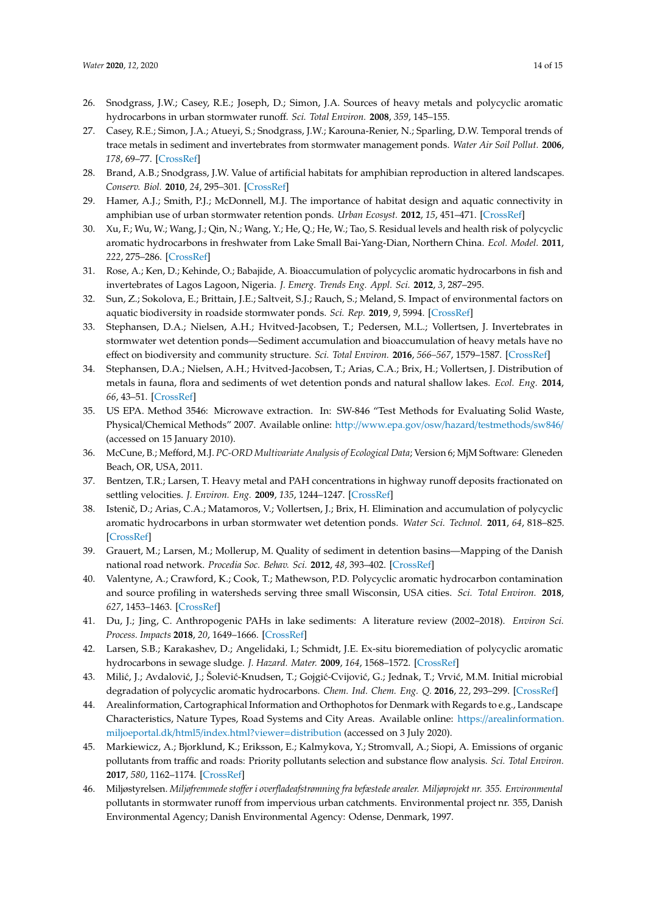26. Snodgrass, J.W.; Casey, R.E.; Joseph, D.; Simon, J.A. Sources of heavy metals and polycyclic aromatic hydrocarbons in urban stormwater runoff. *Sci. Total Environ.* **2008**, *359*, 145–155.
27. Casey, R.E.; Simon, J.A.; Atueyi, S.; Snodgrass, J.W.; Karouna-Renier, N.; Sparling, D.W. Temporal trends of trace metals in sediment and invertebrates from stormwater management ponds. *Water Air Soil Pollut.* **2006**, *178*, 69–77. [CrossRef]
28. Brand, A.B.; Snodgrass, J.W. Value of artificial habitats for amphibian reproduction in altered landscapes. *Conserv. Biol.* **2010**, *24*, 295–301. [CrossRef]
29. Hamer, A.J.; Smith, P.J.; McDonnell, M.J. The importance of habitat design and aquatic connectivity in amphibian use of urban stormwater retention ponds. *Urban Ecosyst.* **2012**, *15*, 451–471. [CrossRef]
30. Xu, F.; Wu, W.; Wang, J.; Qin, N.; Wang, Y.; He, Q.; He, W.; Tao, S. Residual levels and health risk of polycyclic aromatic hydrocarbons in freshwater from Lake Small Bai-Yang-Dian, Northern China. *Ecol. Model.* **2011**, *222*, 275–286. [CrossRef]
31. Rose, A.; Ken, D.; Kehinde, O.; Babajide, A. Bioaccumulation of polycyclic aromatic hydrocarbons in fish and invertebrates of Lagos Lagoon, Nigeria. *J. Emerg. Trends Eng. Appl. Sci.* **2012**, *3*, 287–295.
32. Sun, Z.; Sokolova, E.; Brittain, J.E.; Saltveit, S.J.; Rauch, S.; Meland, S. Impact of environmental factors on aquatic biodiversity in roadside stormwater ponds. *Sci. Rep.* **2019**, *9*, 5994. [CrossRef]
33. Stephansen, D.A.; Nielsen, A.H.; Hvitved-Jacobsen, T.; Pedersen, M.L.; Vollertsen, J. Invertebrates in stormwater wet detention ponds—Sediment accumulation and bioaccumulation of heavy metals have no effect on biodiversity and community structure. *Sci. Total Environ.* **2016**, *566–567*, 1579–1587. [CrossRef]
34. Stephansen, D.A.; Nielsen, A.H.; Hvitved-Jacobsen, T.; Arias, C.A.; Brix, H.; Vollertsen, J. Distribution of metals in fauna, flora and sediments of wet detention ponds and natural shallow lakes. *Ecol. Eng.* **2014**, *66*, 43–51. [CrossRef]
35. US EPA. Method 3546: Microwave extraction. In: SW-846 "Test Methods for Evaluating Solid Waste, Physical/Chemical Methods" 2007. Available online: http://www.epa.gov/osw/hazard/testmethods/sw846/ (accessed on 15 January 2010).
36. McCune, B.; Mefford, M.J. *PC-ORD Multivariate Analysis of Ecological Data*; Version 6; MjM Software: Gleneden Beach, OR, USA, 2011.
37. Bentzen, T.R.; Larsen, T. Heavy metal and PAH concentrations in highway runoff deposits fractionated on settling velocities. *J. Environ. Eng.* **2009**, *135*, 1244–1247. [CrossRef]
38. Istenič, D.; Arias, C.A.; Matamoros, V.; Vollertsen, J.; Brix, H. Elimination and accumulation of polycyclic aromatic hydrocarbons in urban stormwater wet detention ponds. *Water Sci. Technol.* **2011**, *64*, 818–825. [CrossRef]
39. Grauert, M.; Larsen, M.; Mollerup, M. Quality of sediment in detention basins—Mapping of the Danish national road network. *Procedia Soc. Behav. Sci.* **2012**, *48*, 393–402. [CrossRef]
40. Valentyne, A.; Crawford, K.; Cook, T.; Mathewson, P.D. Polycyclic aromatic hydrocarbon contamination and source profiling in watersheds serving three small Wisconsin, USA cities. *Sci. Total Environ.* **2018**, *627*, 1453–1463. [CrossRef]
41. Du, J.; Jing, C. Anthropogenic PAHs in lake sediments: A literature review (2002–2018). *Environ Sci. Process. Impacts* **2018**, *20*, 1649–1666. [CrossRef]
42. Larsen, S.B.; Karakashev, D.; Angelidaki, I.; Schmidt, J.E. Ex-situ bioremediation of polycyclic aromatic hydrocarbons in sewage sludge. *J. Hazard. Mater.* **2009**, *164*, 1568–1572. [CrossRef]
43. Milić, J.; Avdalović, J.; Šolević-Knudsen, T.; Gojgić-Cvijović, G.; Jednak, T.; Vrvić, M.M. Initial microbial degradation of polycyclic aromatic hydrocarbons. *Chem. Ind. Chem. Eng. Q.* **2016**, *22*, 293–299. [CrossRef]
44. Arealinformation, Cartographical Information and Orthophotos for Denmark with Regards to e.g., Landscape Characteristics, Nature Types, Road Systems and City Areas. Available online: https://arealinformation.miljoeportal.dk/html5/index.html?viewer=distribution (accessed on 3 July 2020).
45. Markiewicz, A.; Bjorklund, K.; Eriksson, E.; Kalmykova, Y.; Stromvall, A.; Siopi, A. Emissions of organic pollutants from traffic and roads: Priority pollutants selection and substance flow analysis. *Sci. Total Environ.* **2017**, *580*, 1162–1174. [CrossRef]
46. Miljøstyrelsen. *Miljøfremmede stoffer i overfladeafstrømning fra befæstede arealer. Miljøprojekt nr. 355. Environmental* pollutants in stormwater runoff from impervious urban catchments. Environmental project nr. 355, Danish Environmental Agency; Danish Environmental Agency: Odense, Denmark, 1997.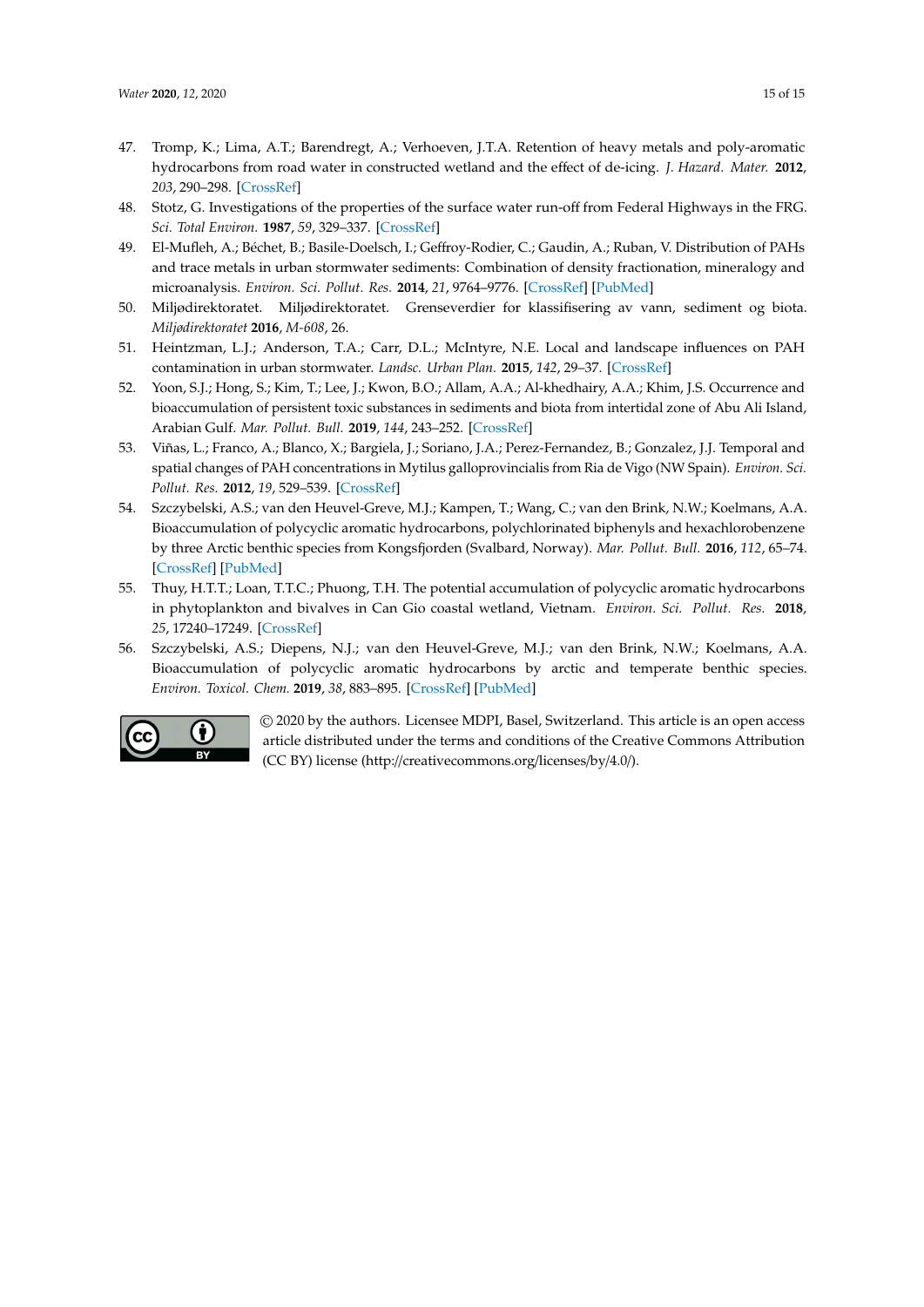47. Tromp, K.; Lima, A.T.; Barendregt, A.; Verhoeven, J.T.A. Retention of heavy metals and poly-aromatic hydrocarbons from road water in constructed wetland and the effect of de-icing. *J. Hazard. Mater.* **2012**, *203*, 290–298. [CrossRef]
48. Stotz, G. Investigations of the properties of the surface water run-off from Federal Highways in the FRG. *Sci. Total Environ.* **1987**, *59*, 329–337. [CrossRef]
49. El-Mufleh, A.; Béchet, B.; Basile-Doelsch, I.; Geffroy-Rodier, C.; Gaudin, A.; Ruban, V. Distribution of PAHs and trace metals in urban stormwater sediments: Combination of density fractionation, mineralogy and microanalysis. *Environ. Sci. Pollut. Res.* **2014**, *21*, 9764–9776. [CrossRef] [PubMed]
50. Miljødirektoratet. Miljødirektoratet. Grenseverdier for klassifisering av vann, sediment og biota. *Miljødirektoratet* **2016**, *M-608*, 26.
51. Heintzman, L.J.; Anderson, T.A.; Carr, D.L.; McIntyre, N.E. Local and landscape influences on PAH contamination in urban stormwater. *Landsc. Urban Plan.* **2015**, *142*, 29–37. [CrossRef]
52. Yoon, S.J.; Hong, S.; Kim, T.; Lee, J.; Kwon, B.O.; Allam, A.A.; Al-khedhairy, A.A.; Khim, J.S. Occurrence and bioaccumulation of persistent toxic substances in sediments and biota from intertidal zone of Abu Ali Island, Arabian Gulf. *Mar. Pollut. Bull.* **2019**, *144*, 243–252. [CrossRef]
53. Viñas, L.; Franco, A.; Blanco, X.; Bargiela, J.; Soriano, J.A.; Perez-Fernandez, B.; Gonzalez, J.J. Temporal and spatial changes of PAH concentrations in Mytilus galloprovincialis from Ria de Vigo (NW Spain). *Environ. Sci. Pollut. Res.* **2012**, *19*, 529–539. [CrossRef]
54. Szczybelski, A.S.; van den Heuvel-Greve, M.J.; Kampen, T.; Wang, C.; van den Brink, N.W.; Koelmans, A.A. Bioaccumulation of polycyclic aromatic hydrocarbons, polychlorinated biphenyls and hexachlorobenzene by three Arctic benthic species from Kongsfjorden (Svalbard, Norway). *Mar. Pollut. Bull.* **2016**, *112*, 65–74. [CrossRef] [PubMed]
55. Thuy, H.T.T.; Loan, T.T.C.; Phuong, T.H. The potential accumulation of polycyclic aromatic hydrocarbons in phytoplankton and bivalves in Can Gio coastal wetland, Vietnam. *Environ. Sci. Pollut. Res.* **2018**, *25*, 17240–17249. [CrossRef]
56. Szczybelski, A.S.; Diepens, N.J.; van den Heuvel-Greve, M.J.; van den Brink, N.W.; Koelmans, A.A. Bioaccumulation of polycyclic aromatic hydrocarbons by arctic and temperate benthic species. *Environ. Toxicol. Chem.* **2019**, *38*, 883–895. [CrossRef] [PubMed]

© 2020 by the authors. Licensee MDPI, Basel, Switzerland. This article is an open access article distributed under the terms and conditions of the Creative Commons Attribution (CC BY) license (http://creativecommons.org/licenses/by/4.0/).